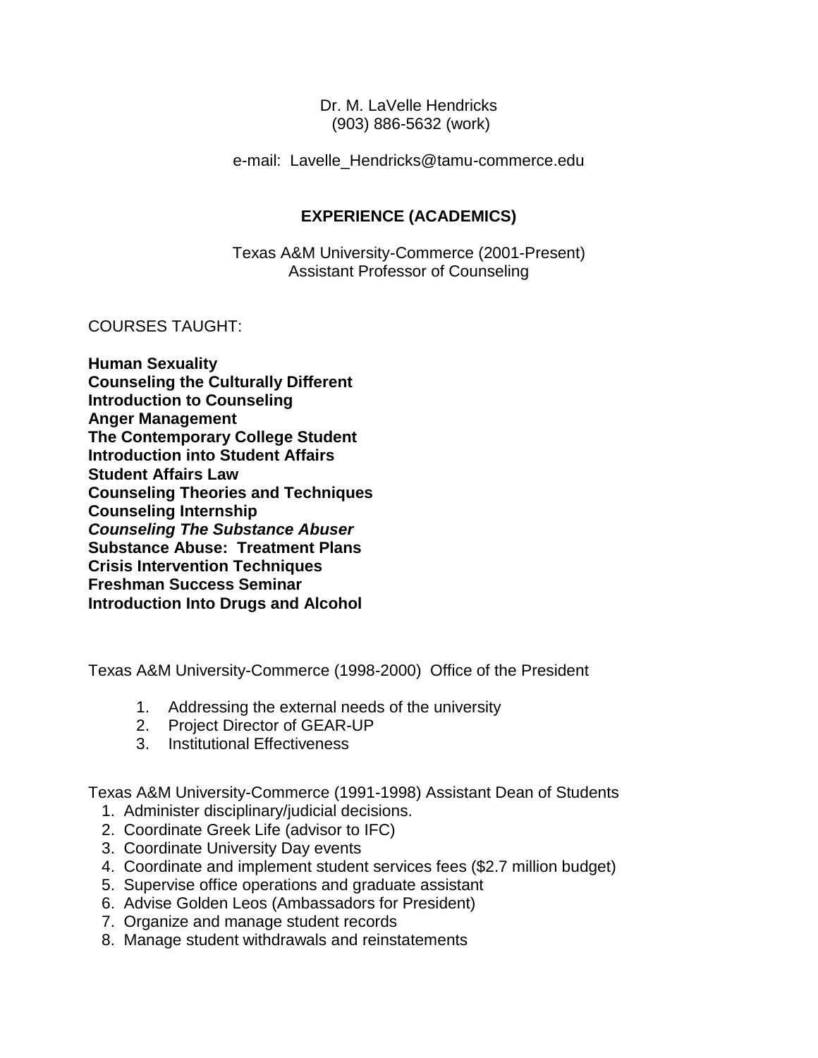Dr. M. LaVelle Hendricks
(903) 886-5632 (work)

e-mail: Lavelle_Hendricks@tamu-commerce.edu

## EXPERIENCE (ACADEMICS)

Texas A&M University-Commerce (2001-Present)
Assistant Professor of Counseling

COURSES TAUGHT:

**Human Sexuality**
**Counseling the Culturally Different**
**Introduction to Counseling**
**Anger Management**
**The Contemporary College Student**
**Introduction into Student Affairs**
**Student Affairs Law**
**Counseling Theories and Techniques**
**Counseling Internship**
***Counseling The Substance Abuser***
**Substance Abuse: Treatment Plans**
**Crisis Intervention Techniques**
**Freshman Success Seminar**
**Introduction Into Drugs and Alcohol**

Texas A&M University-Commerce (1998-2000) Office of the President

1. Addressing the external needs of the university
2. Project Director of GEAR-UP
3. Institutional Effectiveness

Texas A&M University-Commerce (1991-1998) Assistant Dean of Students

1. Administer disciplinary/judicial decisions.
2. Coordinate Greek Life (advisor to IFC)
3. Coordinate University Day events
4. Coordinate and implement student services fees ($2.7 million budget)
5. Supervise office operations and graduate assistant
6. Advise Golden Leos (Ambassadors for President)
7. Organize and manage student records
8. Manage student withdrawals and reinstatements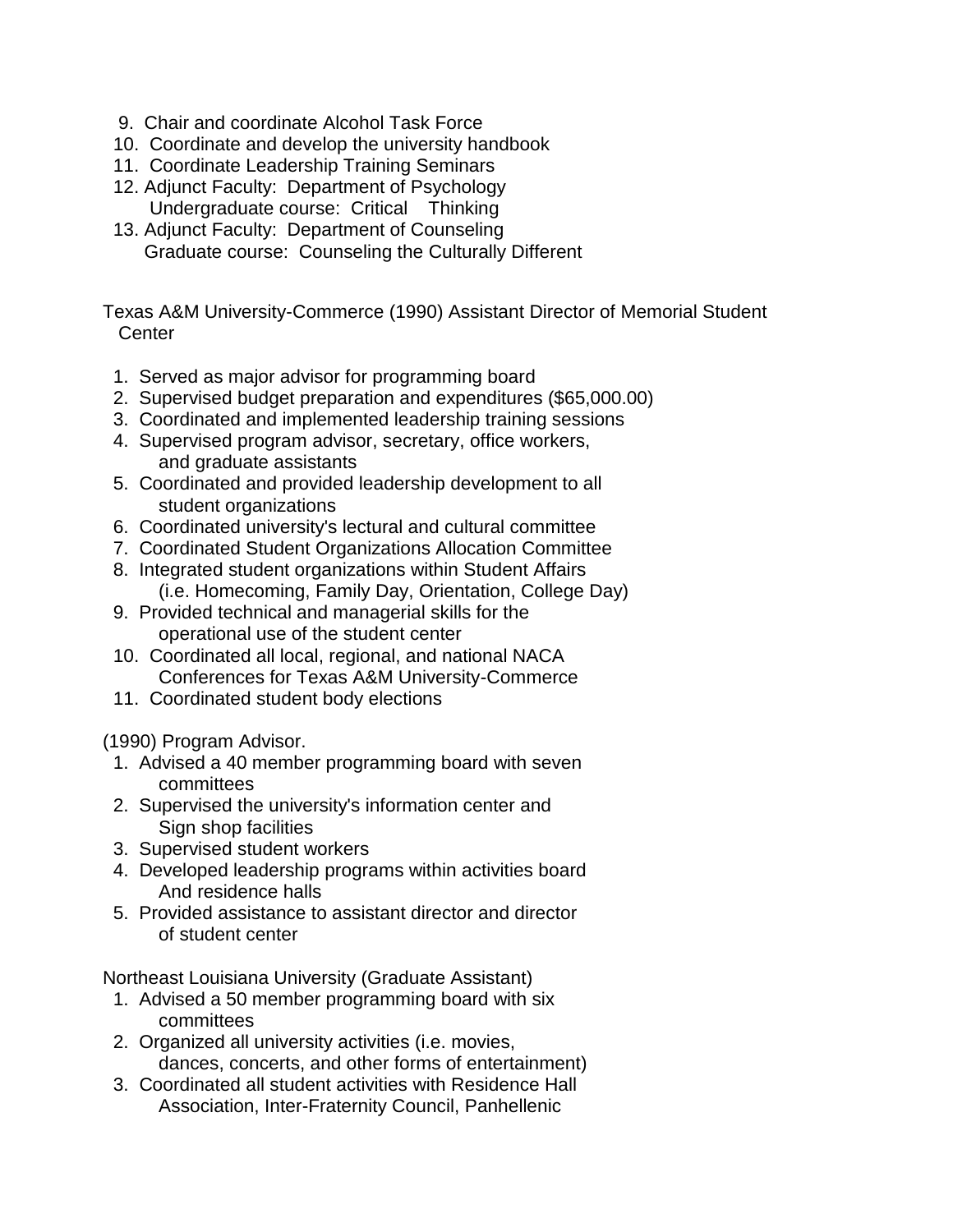9. Chair and coordinate Alcohol Task Force
10. Coordinate and develop the university handbook
11. Coordinate Leadership Training Seminars
12. Adjunct Faculty: Department of Psychology
    Undergraduate course: Critical Thinking
13. Adjunct Faculty: Department of Counseling
    Graduate course: Counseling the Culturally Different

Texas A&M University-Commerce (1990) Assistant Director of Memorial Student Center

1. Served as major advisor for programming board
2. Supervised budget preparation and expenditures ($65,000.00)
3. Coordinated and implemented leadership training sessions
4. Supervised program advisor, secretary, office workers, and graduate assistants
5. Coordinated and provided leadership development to all student organizations
6. Coordinated university's lectural and cultural committee
7. Coordinated Student Organizations Allocation Committee
8. Integrated student organizations within Student Affairs (i.e. Homecoming, Family Day, Orientation, College Day)
9. Provided technical and managerial skills for the operational use of the student center
10. Coordinated all local, regional, and national NACA Conferences for Texas A&M University-Commerce
11. Coordinated student body elections

(1990) Program Advisor.

1. Advised a 40 member programming board with seven committees
2. Supervised the university's information center and Sign shop facilities
3. Supervised student workers
4. Developed leadership programs within activities board And residence halls
5. Provided assistance to assistant director and director of student center

Northeast Louisiana University (Graduate Assistant)

1. Advised a 50 member programming board with six committees
2. Organized all university activities (i.e. movies, dances, concerts, and other forms of entertainment)
3. Coordinated all student activities with Residence Hall Association, Inter-Fraternity Council, Panhellenic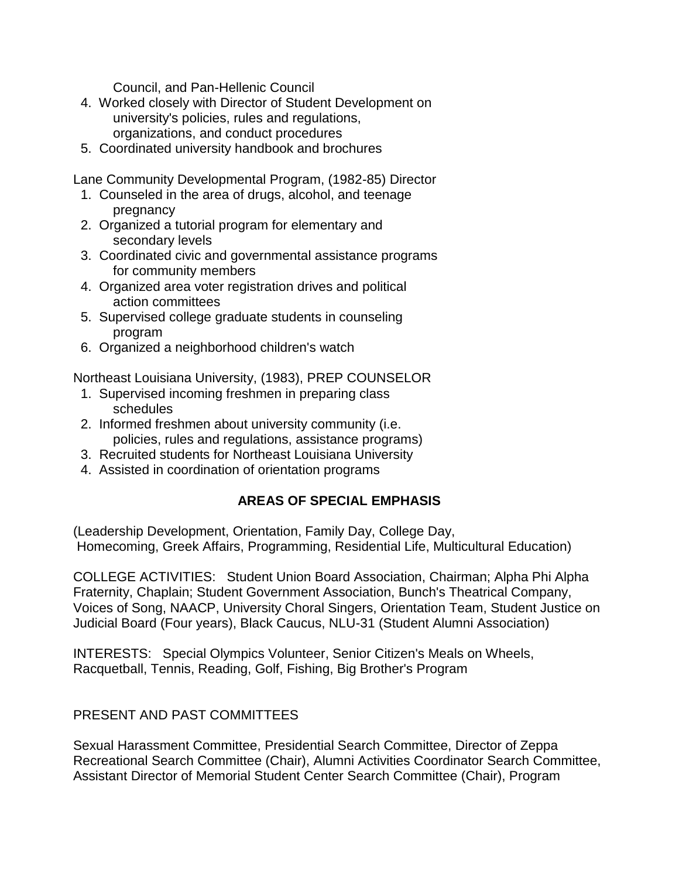Council, and Pan-Hellenic Council

4. Worked closely with Director of Student Development on university's policies, rules and regulations, organizations, and conduct procedures
5. Coordinated university handbook and brochures

Lane Community Developmental Program, (1982-85) Director

1. Counseled in the area of drugs, alcohol, and teenage pregnancy
2. Organized a tutorial program for elementary and secondary levels
3. Coordinated civic and governmental assistance programs for community members
4. Organized area voter registration drives and political action committees
5. Supervised college graduate students in counseling program
6. Organized a neighborhood children's watch

Northeast Louisiana University, (1983), PREP COUNSELOR

1. Supervised incoming freshmen in preparing class schedules
2. Informed freshmen about university community (i.e. policies, rules and regulations, assistance programs)
3. Recruited students for Northeast Louisiana University
4. Assisted in coordination of orientation programs

## AREAS OF SPECIAL EMPHASIS

(Leadership Development, Orientation, Family Day, College Day, Homecoming, Greek Affairs, Programming, Residential Life, Multicultural Education)

COLLEGE ACTIVITIES: Student Union Board Association, Chairman; Alpha Phi Alpha Fraternity, Chaplain; Student Government Association, Bunch's Theatrical Company, Voices of Song, NAACP, University Choral Singers, Orientation Team, Student Justice on Judicial Board (Four years), Black Caucus, NLU-31 (Student Alumni Association)

INTERESTS: Special Olympics Volunteer, Senior Citizen's Meals on Wheels, Racquetball, Tennis, Reading, Golf, Fishing, Big Brother's Program

PRESENT AND PAST COMMITTEES

Sexual Harassment Committee, Presidential Search Committee, Director of Zeppa Recreational Search Committee (Chair), Alumni Activities Coordinator Search Committee, Assistant Director of Memorial Student Center Search Committee (Chair), Program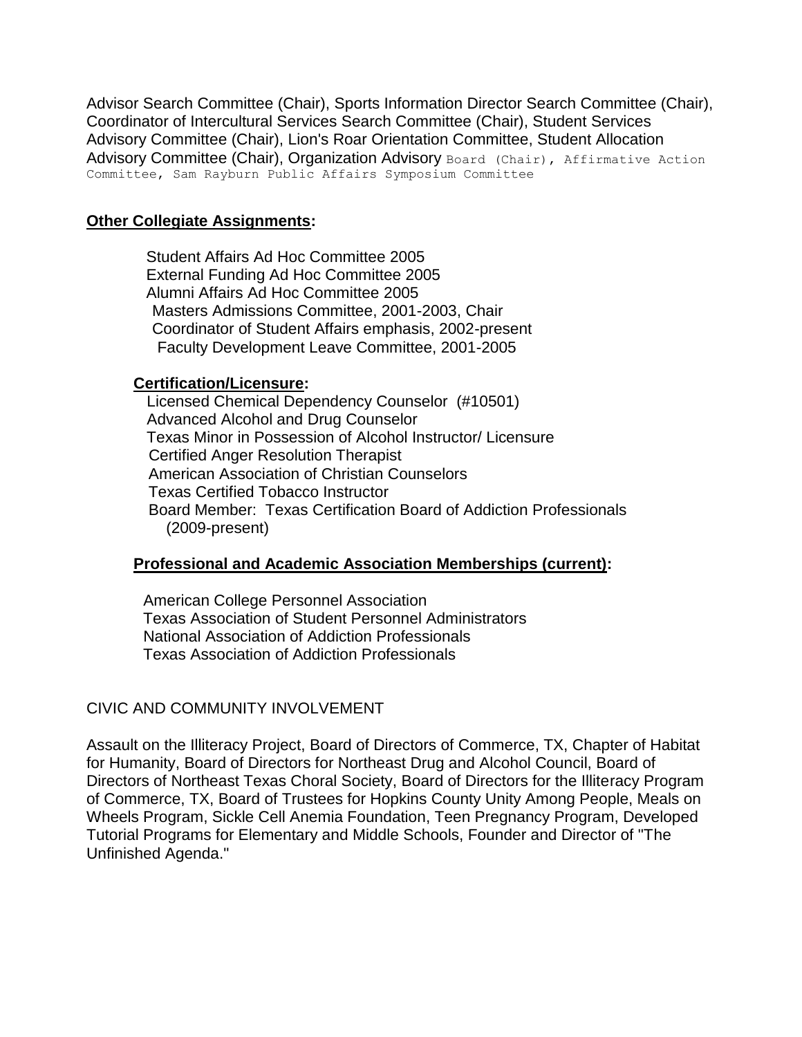Advisor Search Committee (Chair), Sports Information Director Search Committee (Chair), Coordinator of Intercultural Services Search Committee (Chair), Student Services Advisory Committee (Chair), Lion's Roar Orientation Committee, Student Allocation Advisory Committee (Chair), Organization Advisory Board (Chair), Affirmative Action Committee, Sam Rayburn Public Affairs Symposium Committee

**Other Collegiate Assignments:**

Student Affairs Ad Hoc Committee 2005
External Funding Ad Hoc Committee 2005
Alumni Affairs Ad Hoc Committee 2005
Masters Admissions Committee, 2001-2003, Chair
Coordinator of Student Affairs emphasis, 2002-present
Faculty Development Leave Committee, 2001-2005

**Certification/Licensure:**

Licensed Chemical Dependency Counselor (#10501)
Advanced Alcohol and Drug Counselor
Texas Minor in Possession of Alcohol Instructor/ Licensure
Certified Anger Resolution Therapist
American Association of Christian Counselors
Texas Certified Tobacco Instructor
Board Member: Texas Certification Board of Addiction Professionals (2009-present)

**Professional and Academic Association Memberships (current):**

American College Personnel Association
Texas Association of Student Personnel Administrators
National Association of Addiction Professionals
Texas Association of Addiction Professionals

CIVIC AND COMMUNITY INVOLVEMENT

Assault on the Illiteracy Project, Board of Directors of Commerce, TX, Chapter of Habitat for Humanity, Board of Directors for Northeast Drug and Alcohol Council, Board of Directors of Northeast Texas Choral Society, Board of Directors for the Illiteracy Program of Commerce, TX, Board of Trustees for Hopkins County Unity Among People, Meals on Wheels Program, Sickle Cell Anemia Foundation, Teen Pregnancy Program, Developed Tutorial Programs for Elementary and Middle Schools, Founder and Director of "The Unfinished Agenda."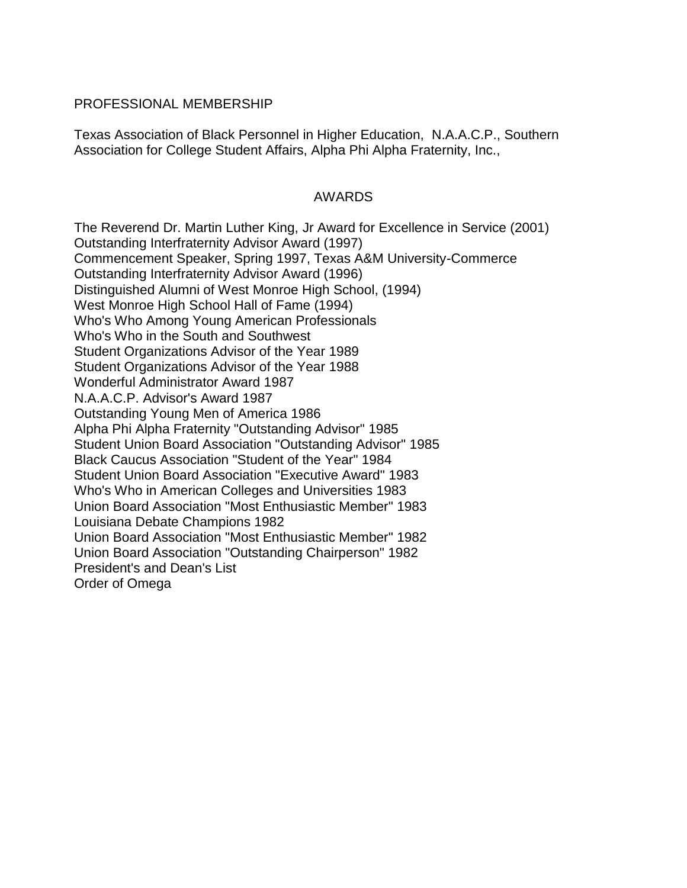## PROFESSIONAL MEMBERSHIP

Texas Association of Black Personnel in Higher Education, N.A.A.C.P., Southern Association for College Student Affairs, Alpha Phi Alpha Fraternity, Inc.,

## AWARDS

The Reverend Dr. Martin Luther King, Jr Award for Excellence in Service (2001)
Outstanding Interfraternity Advisor Award (1997)
Commencement Speaker, Spring 1997, Texas A&M University-Commerce
Outstanding Interfraternity Advisor Award (1996)
Distinguished Alumni of West Monroe High School, (1994)
West Monroe High School Hall of Fame (1994)
Who's Who Among Young American Professionals
Who's Who in the South and Southwest
Student Organizations Advisor of the Year 1989
Student Organizations Advisor of the Year 1988
Wonderful Administrator Award 1987
N.A.A.C.P. Advisor's Award 1987
Outstanding Young Men of America 1986
Alpha Phi Alpha Fraternity "Outstanding Advisor" 1985
Student Union Board Association "Outstanding Advisor" 1985
Black Caucus Association "Student of the Year" 1984
Student Union Board Association "Executive Award" 1983
Who's Who in American Colleges and Universities 1983
Union Board Association "Most Enthusiastic Member" 1983
Louisiana Debate Champions 1982
Union Board Association "Most Enthusiastic Member" 1982
Union Board Association "Outstanding Chairperson" 1982
President's and Dean's List
Order of Omega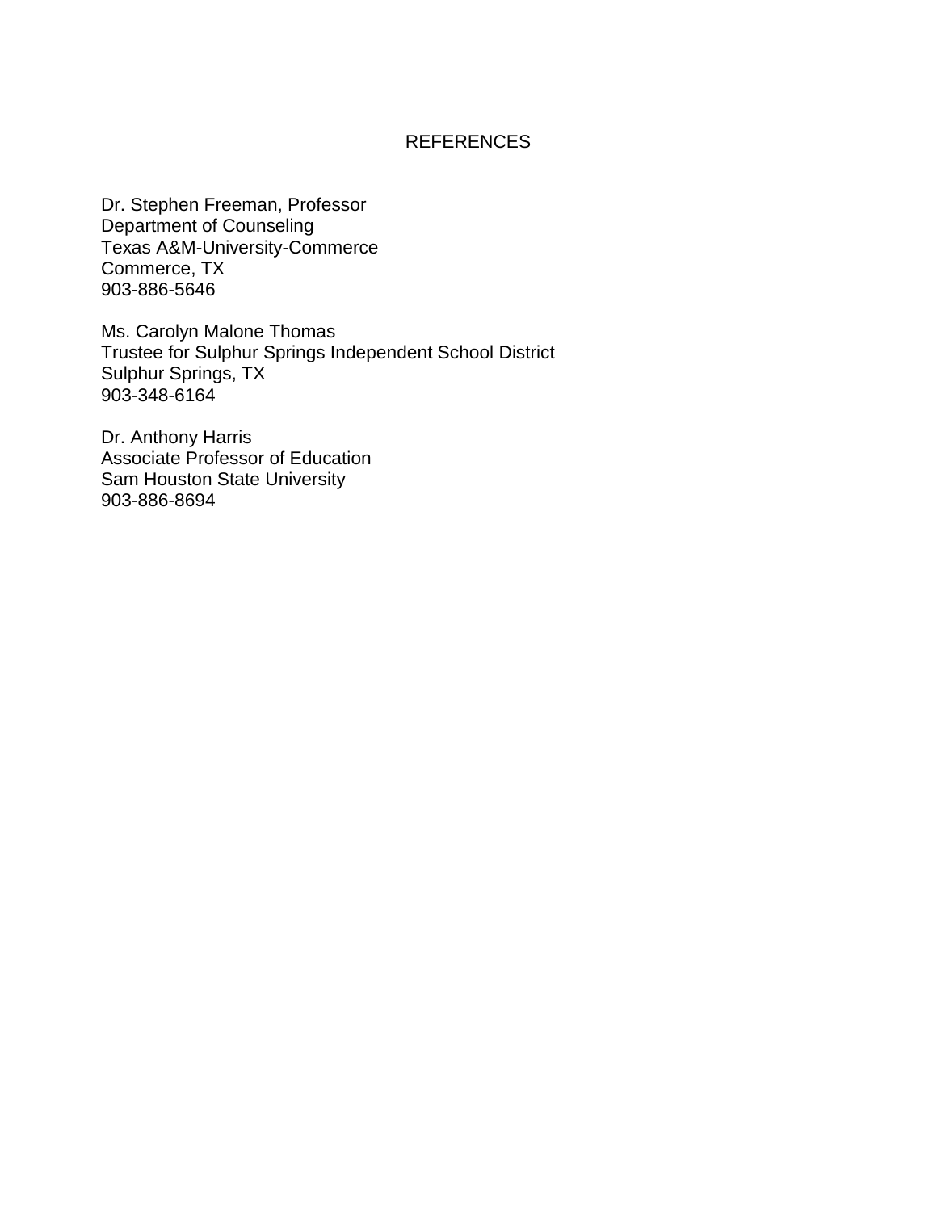# REFERENCES

Dr. Stephen Freeman, Professor
Department of Counseling
Texas A&M-University-Commerce
Commerce, TX
903-886-5646

Ms. Carolyn Malone Thomas
Trustee for Sulphur Springs Independent School District
Sulphur Springs, TX
903-348-6164

Dr. Anthony Harris
Associate Professor of Education
Sam Houston State University
903-886-8694